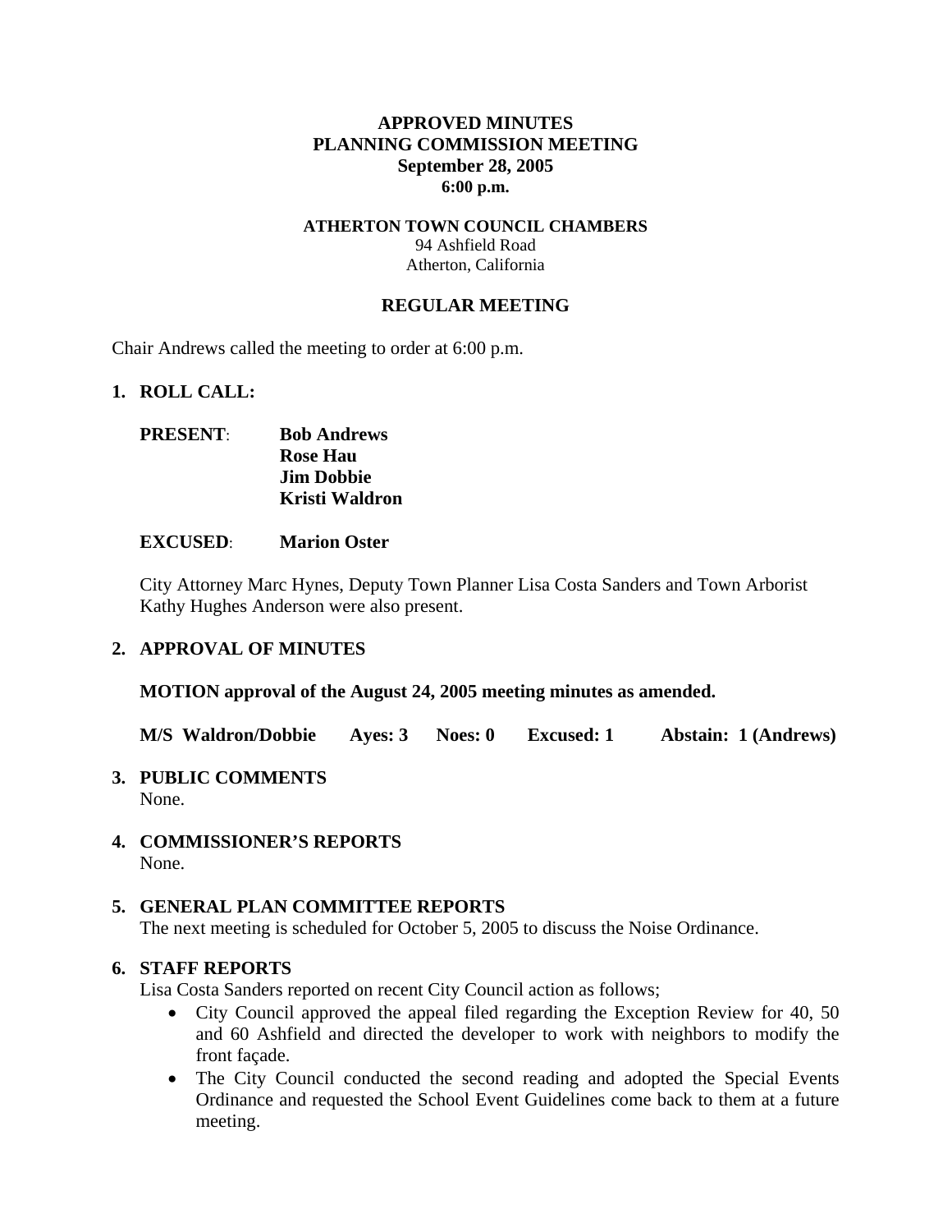# APPROVED MINUTES
# PLANNING COMMISSION MEETING
# September 28, 2005
# 6:00 p.m.

**ATHERTON TOWN COUNCIL CHAMBERS**
94 Ashfield Road
Atherton, California

## REGULAR MEETING

Chair Andrews called the meeting to order at 6:00 p.m.

**1. ROLL CALL:**

**PRESENT**: **Bob Andrews**
**Rose Hau**
**Jim Dobbie**
**Kristi Waldron**

**EXCUSED**: **Marion Oster**

City Attorney Marc Hynes, Deputy Town Planner Lisa Costa Sanders and Town Arborist Kathy Hughes Anderson were also present.

**2. APPROVAL OF MINUTES**

**MOTION approval of the August 24, 2005 meeting minutes as amended.**

**M/S Waldron/Dobbie Ayes: 3 Noes: 0 Excused: 1 Abstain: 1 (Andrews)**

**3. PUBLIC COMMENTS**
None.

**4. COMMISSIONER'S REPORTS**
None.

**5. GENERAL PLAN COMMITTEE REPORTS**
The next meeting is scheduled for October 5, 2005 to discuss the Noise Ordinance.

**6. STAFF REPORTS**
Lisa Costa Sanders reported on recent City Council action as follows;

- City Council approved the appeal filed regarding the Exception Review for 40, 50 and 60 Ashfield and directed the developer to work with neighbors to modify the front façade.
- The City Council conducted the second reading and adopted the Special Events Ordinance and requested the School Event Guidelines come back to them at a future meeting.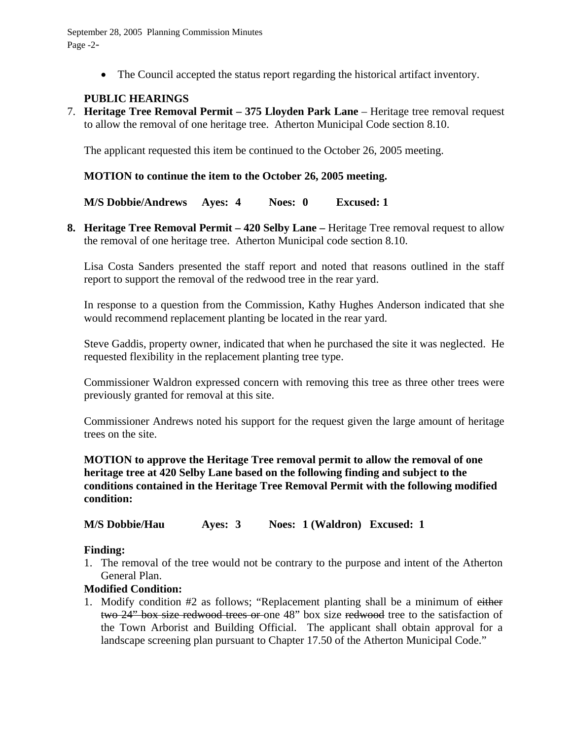- The Council accepted the status report regarding the historical artifact inventory.

**PUBLIC HEARINGS**

7. **Heritage Tree Removal Permit – 375 Lloyden Park Lane** – Heritage tree removal request to allow the removal of one heritage tree. Atherton Municipal Code section 8.10.

   The applicant requested this item be continued to the October 26, 2005 meeting.

   **MOTION to continue the item to the October 26, 2005 meeting.**

   **M/S Dobbie/Andrews Ayes: 4 Noes: 0 Excused: 1**

8. **Heritage Tree Removal Permit – 420 Selby Lane –** Heritage Tree removal request to allow the removal of one heritage tree. Atherton Municipal code section 8.10.

   Lisa Costa Sanders presented the staff report and noted that reasons outlined in the staff report to support the removal of the redwood tree in the rear yard.

   In response to a question from the Commission, Kathy Hughes Anderson indicated that she would recommend replacement planting be located in the rear yard.

   Steve Gaddis, property owner, indicated that when he purchased the site it was neglected. He requested flexibility in the replacement planting tree type.

   Commissioner Waldron expressed concern with removing this tree as three other trees were previously granted for removal at this site.

   Commissioner Andrews noted his support for the request given the large amount of heritage trees on the site.

   **MOTION to approve the Heritage Tree removal permit to allow the removal of one heritage tree at 420 Selby Lane based on the following finding and subject to the conditions contained in the Heritage Tree Removal Permit with the following modified condition:**

   **M/S Dobbie/Hau Ayes: 3 Noes: 1 (Waldron) Excused: 1**

   **Finding:**

   1. The removal of the tree would not be contrary to the purpose and intent of the Atherton General Plan.

   **Modified Condition:**

   1. Modify condition #2 as follows; "Replacement planting shall be a minimum of ~~either two 24" box size redwood trees or~~ one 48" box size ~~redwood~~ tree to the satisfaction of the Town Arborist and Building Official. The applicant shall obtain approval for a landscape screening plan pursuant to Chapter 17.50 of the Atherton Municipal Code."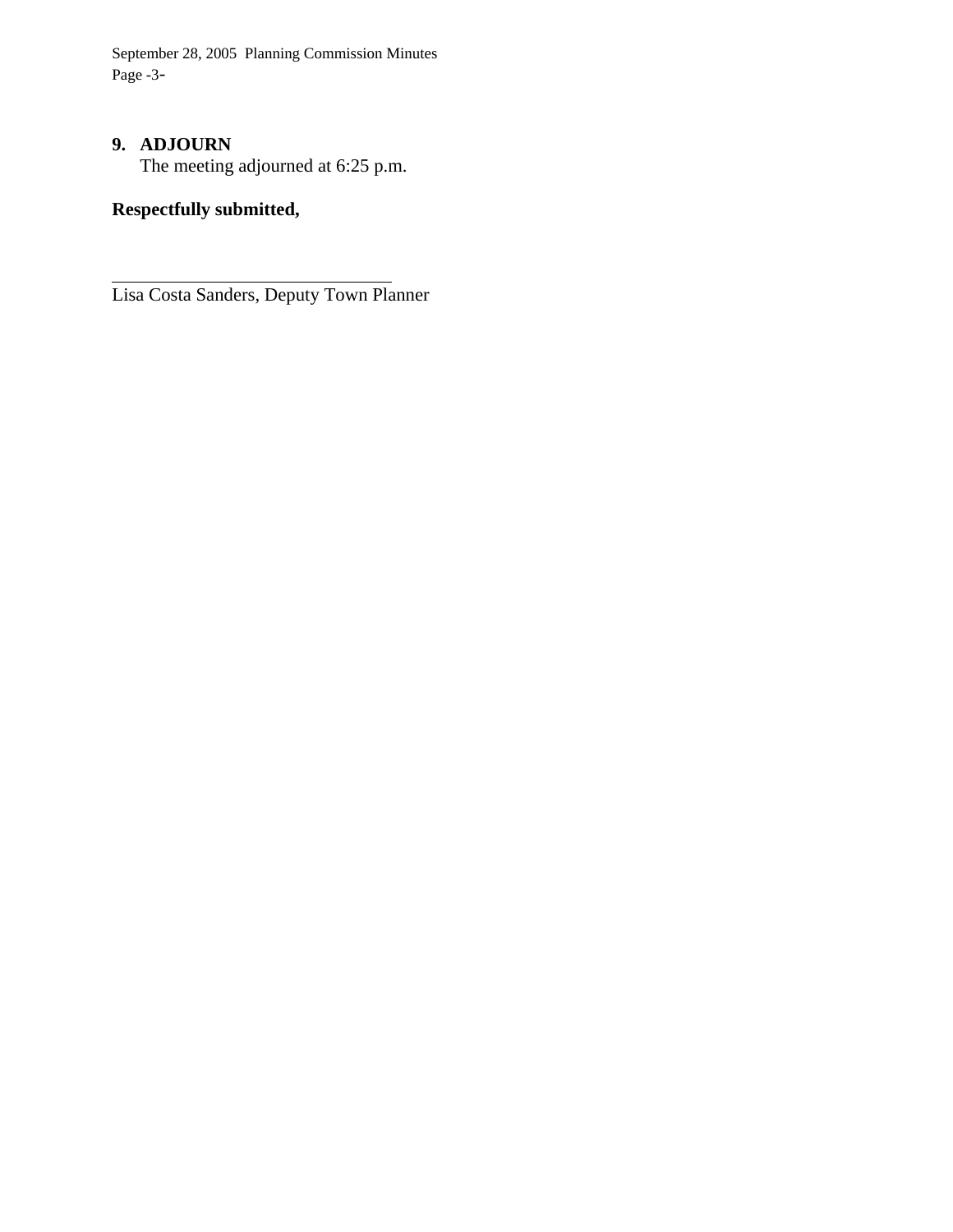**9. ADJOURN**

The meeting adjourned at 6:25 p.m.

**Respectfully submitted,**

\_\_\_\_\_\_\_\_\_\_\_\_\_\_\_\_\_\_\_\_\_\_\_\_\_\_\_\_\_\_\_\_

Lisa Costa Sanders, Deputy Town Planner